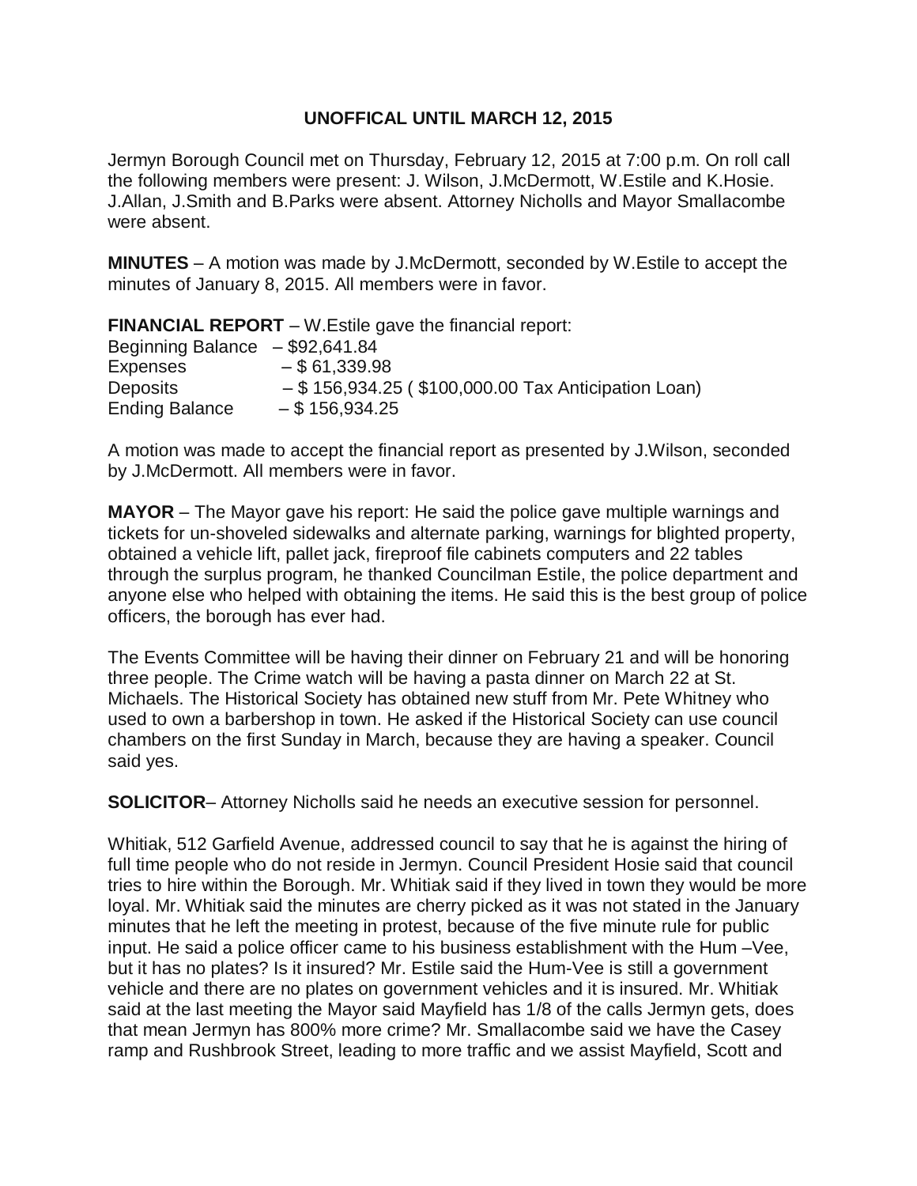**UNOFFICAL UNTIL MARCH 12, 2015**

Jermyn Borough Council met on Thursday, February 12, 2015 at 7:00 p.m. On roll call the following members were present: J. Wilson, J.McDermott, W.Estile and K.Hosie. J.Allan, J.Smith and B.Parks were absent. Attorney Nicholls and Mayor Smallacombe were absent.

**MINUTES** – A motion was made by J.McDermott, seconded by W.Estile to accept the minutes of January 8, 2015. All members were in favor.

**FINANCIAL REPORT** – W.Estile gave the financial report:
Beginning Balance – $92,641.84
Expenses – $ 61,339.98
Deposits – $ 156,934.25 ( $100,000.00 Tax Anticipation Loan)
Ending Balance – $ 156,934.25

A motion was made to accept the financial report as presented by J.Wilson, seconded by J.McDermott. All members were in favor.

**MAYOR** – The Mayor gave his report: He said the police gave multiple warnings and tickets for un-shoveled sidewalks and alternate parking, warnings for blighted property, obtained a vehicle lift, pallet jack, fireproof file cabinets computers and 22 tables through the surplus program, he thanked Councilman Estile, the police department and anyone else who helped with obtaining the items. He said this is the best group of police officers, the borough has ever had.

The Events Committee will be having their dinner on February 21 and will be honoring three people. The Crime watch will be having a pasta dinner on March 22 at St. Michaels. The Historical Society has obtained new stuff from Mr. Pete Whitney who used to own a barbershop in town. He asked if the Historical Society can use council chambers on the first Sunday in March, because they are having a speaker. Council said yes.

**SOLICITOR**– Attorney Nicholls said he needs an executive session for personnel.

Whitiak, 512 Garfield Avenue, addressed council to say that he is against the hiring of full time people who do not reside in Jermyn. Council President Hosie said that council tries to hire within the Borough. Mr. Whitiak said if they lived in town they would be more loyal. Mr. Whitiak said the minutes are cherry picked as it was not stated in the January minutes that he left the meeting in protest, because of the five minute rule for public input. He said a police officer came to his business establishment with the Hum –Vee, but it has no plates? Is it insured? Mr. Estile said the Hum-Vee is still a government vehicle and there are no plates on government vehicles and it is insured. Mr. Whitiak said at the last meeting the Mayor said Mayfield has 1/8 of the calls Jermyn gets, does that mean Jermyn has 800% more crime? Mr. Smallacombe said we have the Casey ramp and Rushbrook Street, leading to more traffic and we assist Mayfield, Scott and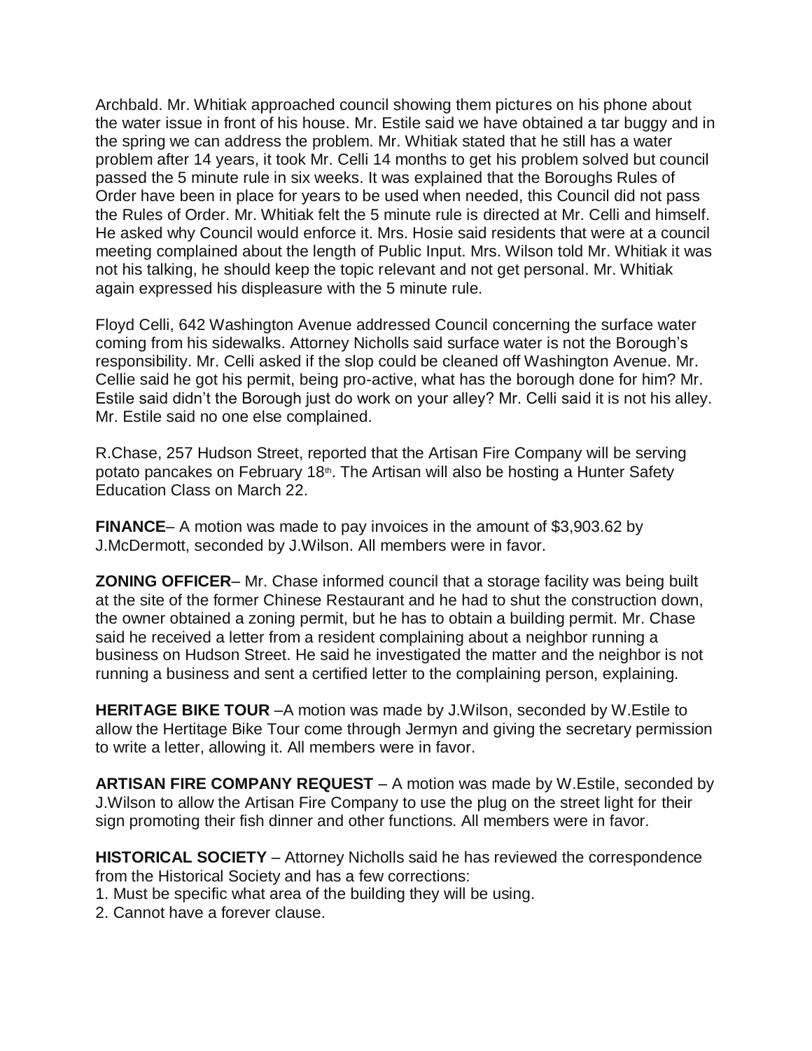Archbald. Mr. Whitiak approached council showing them pictures on his phone about the water issue in front of his house. Mr. Estile said we have obtained a tar buggy and in the spring we can address the problem. Mr. Whitiak stated that he still has a water problem after 14 years, it took Mr. Celli 14 months to get his problem solved but council passed the 5 minute rule in six weeks. It was explained that the Boroughs Rules of Order have been in place for years to be used when needed, this Council did not pass the Rules of Order. Mr. Whitiak felt the 5 minute rule is directed at Mr. Celli and himself. He asked why Council would enforce it. Mrs. Hosie said residents that were at a council meeting complained about the length of Public Input. Mrs. Wilson told Mr. Whitiak it was not his talking, he should keep the topic relevant and not get personal. Mr. Whitiak again expressed his displeasure with the 5 minute rule.

Floyd Celli, 642 Washington Avenue addressed Council concerning the surface water coming from his sidewalks. Attorney Nicholls said surface water is not the Borough's responsibility. Mr. Celli asked if the slop could be cleaned off Washington Avenue. Mr. Cellie said he got his permit, being pro-active, what has the borough done for him? Mr. Estile said didn't the Borough just do work on your alley? Mr. Celli said it is not his alley. Mr. Estile said no one else complained.

R.Chase, 257 Hudson Street, reported that the Artisan Fire Company will be serving potato pancakes on February 18th. The Artisan will also be hosting a Hunter Safety Education Class on March 22.

**FINANCE**– A motion was made to pay invoices in the amount of $3,903.62 by J.McDermott, seconded by J.Wilson. All members were in favor.

**ZONING OFFICER**– Mr. Chase informed council that a storage facility was being built at the site of the former Chinese Restaurant and he had to shut the construction down, the owner obtained a zoning permit, but he has to obtain a building permit. Mr. Chase said he received a letter from a resident complaining about a neighbor running a business on Hudson Street. He said he investigated the matter and the neighbor is not running a business and sent a certified letter to the complaining person, explaining.

**HERITAGE BIKE TOUR** –A motion was made by J.Wilson, seconded by W.Estile to allow the Hertitage Bike Tour come through Jermyn and giving the secretary permission to write a letter, allowing it. All members were in favor.

**ARTISAN FIRE COMPANY REQUEST** – A motion was made by W.Estile, seconded by J.Wilson to allow the Artisan Fire Company to use the plug on the street light for their sign promoting their fish dinner and other functions. All members were in favor.

**HISTORICAL SOCIETY** – Attorney Nicholls said he has reviewed the correspondence from the Historical Society and has a few corrections:

1. Must be specific what area of the building they will be using.
2. Cannot have a forever clause.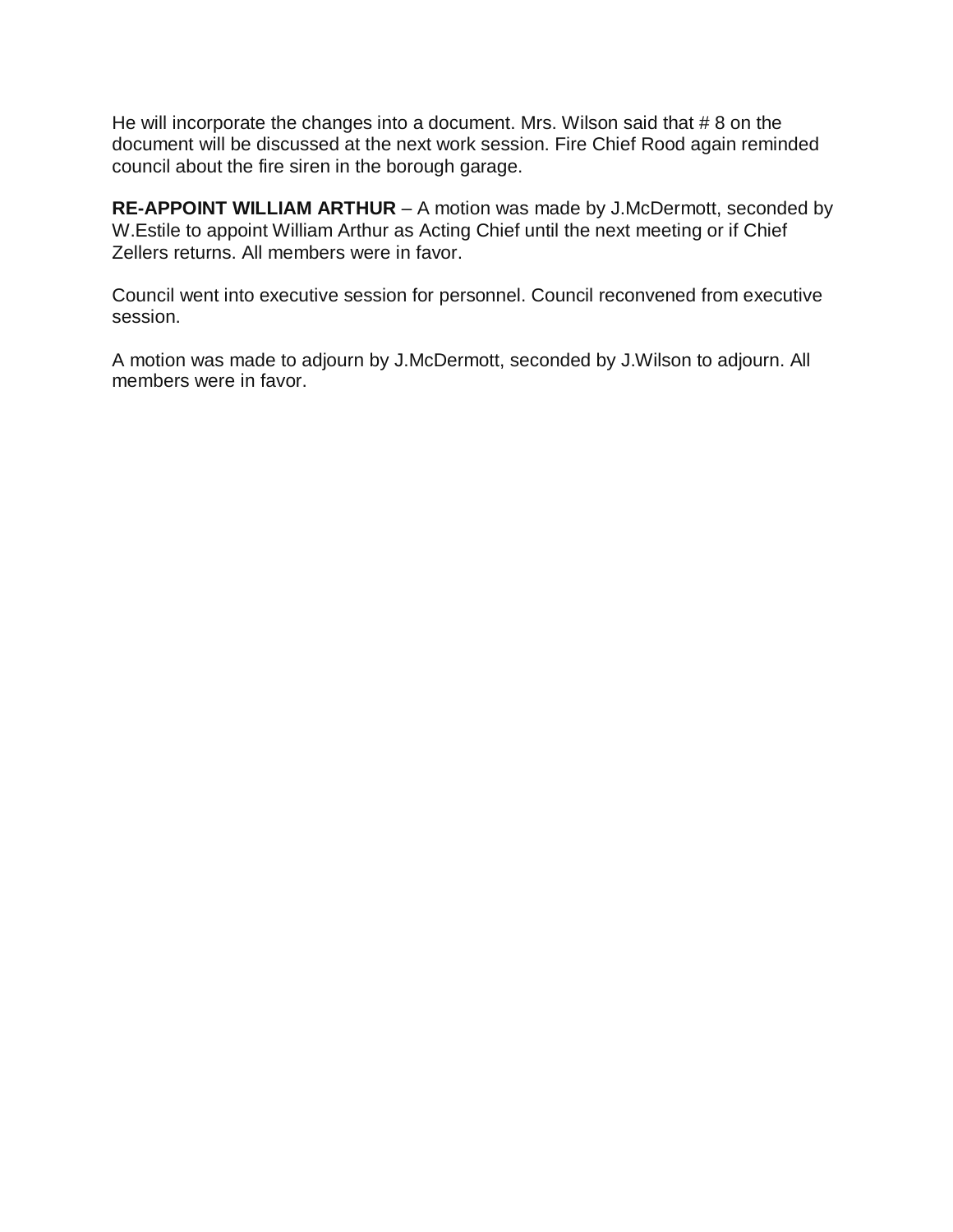He will incorporate the changes into a document. Mrs. Wilson said that # 8 on the document will be discussed at the next work session. Fire Chief Rood again reminded council about the fire siren in the borough garage.

**RE-APPOINT WILLIAM ARTHUR** – A motion was made by J.McDermott, seconded by W.Estile to appoint William Arthur as Acting Chief until the next meeting or if Chief Zellers returns. All members were in favor.

Council went into executive session for personnel. Council reconvened from executive session.

A motion was made to adjourn by J.McDermott, seconded by J.Wilson to adjourn. All members were in favor.